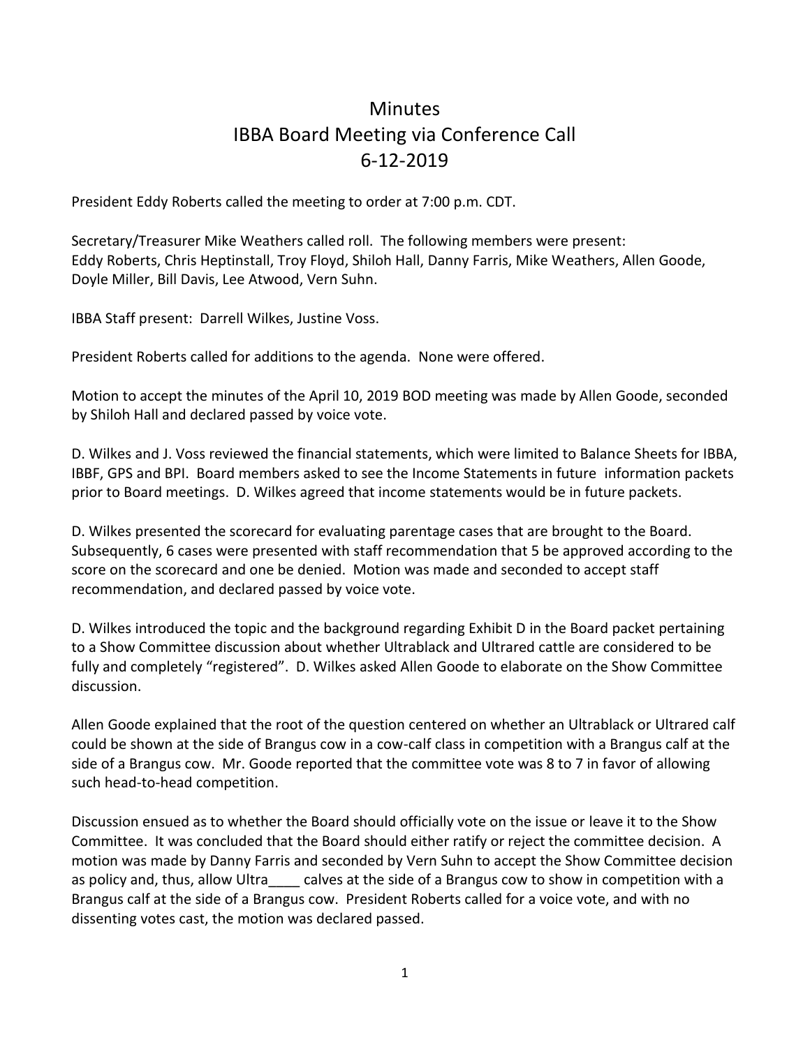# Minutes
# IBBA Board Meeting via Conference Call
# 6-12-2019

President Eddy Roberts called the meeting to order at 7:00 p.m. CDT.

Secretary/Treasurer Mike Weathers called roll. The following members were present: Eddy Roberts, Chris Heptinstall, Troy Floyd, Shiloh Hall, Danny Farris, Mike Weathers, Allen Goode, Doyle Miller, Bill Davis, Lee Atwood, Vern Suhn.

IBBA Staff present: Darrell Wilkes, Justine Voss.

President Roberts called for additions to the agenda. None were offered.

Motion to accept the minutes of the April 10, 2019 BOD meeting was made by Allen Goode, seconded by Shiloh Hall and declared passed by voice vote.

D. Wilkes and J. Voss reviewed the financial statements, which were limited to Balance Sheets for IBBA, IBBF, GPS and BPI. Board members asked to see the Income Statements in future information packets prior to Board meetings. D. Wilkes agreed that income statements would be in future packets.

D. Wilkes presented the scorecard for evaluating parentage cases that are brought to the Board. Subsequently, 6 cases were presented with staff recommendation that 5 be approved according to the score on the scorecard and one be denied. Motion was made and seconded to accept staff recommendation, and declared passed by voice vote.

D. Wilkes introduced the topic and the background regarding Exhibit D in the Board packet pertaining to a Show Committee discussion about whether Ultrablack and Ultrared cattle are considered to be fully and completely "registered". D. Wilkes asked Allen Goode to elaborate on the Show Committee discussion.

Allen Goode explained that the root of the question centered on whether an Ultrablack or Ultrared calf could be shown at the side of Brangus cow in a cow-calf class in competition with a Brangus calf at the side of a Brangus cow. Mr. Goode reported that the committee vote was 8 to 7 in favor of allowing such head-to-head competition.

Discussion ensued as to whether the Board should officially vote on the issue or leave it to the Show Committee. It was concluded that the Board should either ratify or reject the committee decision. A motion was made by Danny Farris and seconded by Vern Suhn to accept the Show Committee decision as policy and, thus, allow Ultra____ calves at the side of a Brangus cow to show in competition with a Brangus calf at the side of a Brangus cow. President Roberts called for a voice vote, and with no dissenting votes cast, the motion was declared passed.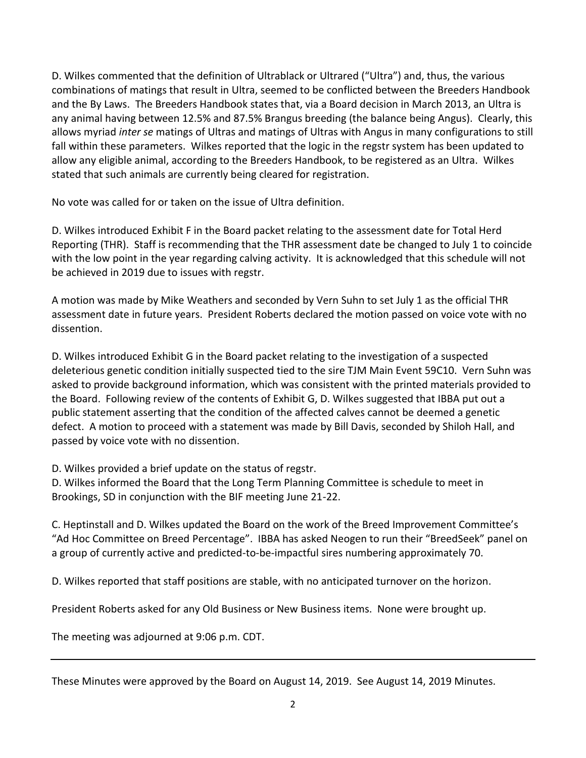D. Wilkes commented that the definition of Ultrablack or Ultrared ("Ultra") and, thus, the various combinations of matings that result in Ultra, seemed to be conflicted between the Breeders Handbook and the By Laws. The Breeders Handbook states that, via a Board decision in March 2013, an Ultra is any animal having between 12.5% and 87.5% Brangus breeding (the balance being Angus). Clearly, this allows myriad *inter se* matings of Ultras and matings of Ultras with Angus in many configurations to still fall within these parameters. Wilkes reported that the logic in the regstr system has been updated to allow any eligible animal, according to the Breeders Handbook, to be registered as an Ultra. Wilkes stated that such animals are currently being cleared for registration.

No vote was called for or taken on the issue of Ultra definition.

D. Wilkes introduced Exhibit F in the Board packet relating to the assessment date for Total Herd Reporting (THR). Staff is recommending that the THR assessment date be changed to July 1 to coincide with the low point in the year regarding calving activity. It is acknowledged that this schedule will not be achieved in 2019 due to issues with regstr.

A motion was made by Mike Weathers and seconded by Vern Suhn to set July 1 as the official THR assessment date in future years. President Roberts declared the motion passed on voice vote with no dissention.

D. Wilkes introduced Exhibit G in the Board packet relating to the investigation of a suspected deleterious genetic condition initially suspected tied to the sire TJM Main Event 59C10. Vern Suhn was asked to provide background information, which was consistent with the printed materials provided to the Board. Following review of the contents of Exhibit G, D. Wilkes suggested that IBBA put out a public statement asserting that the condition of the affected calves cannot be deemed a genetic defect. A motion to proceed with a statement was made by Bill Davis, seconded by Shiloh Hall, and passed by voice vote with no dissention.

D. Wilkes provided a brief update on the status of regstr.
D. Wilkes informed the Board that the Long Term Planning Committee is schedule to meet in Brookings, SD in conjunction with the BIF meeting June 21-22.

C. Heptinstall and D. Wilkes updated the Board on the work of the Breed Improvement Committee's "Ad Hoc Committee on Breed Percentage". IBBA has asked Neogen to run their "BreedSeek" panel on a group of currently active and predicted-to-be-impactful sires numbering approximately 70.

D. Wilkes reported that staff positions are stable, with no anticipated turnover on the horizon.

President Roberts asked for any Old Business or New Business items. None were brought up.

The meeting was adjourned at 9:06 p.m. CDT.

---

These Minutes were approved by the Board on August 14, 2019. See August 14, 2019 Minutes.